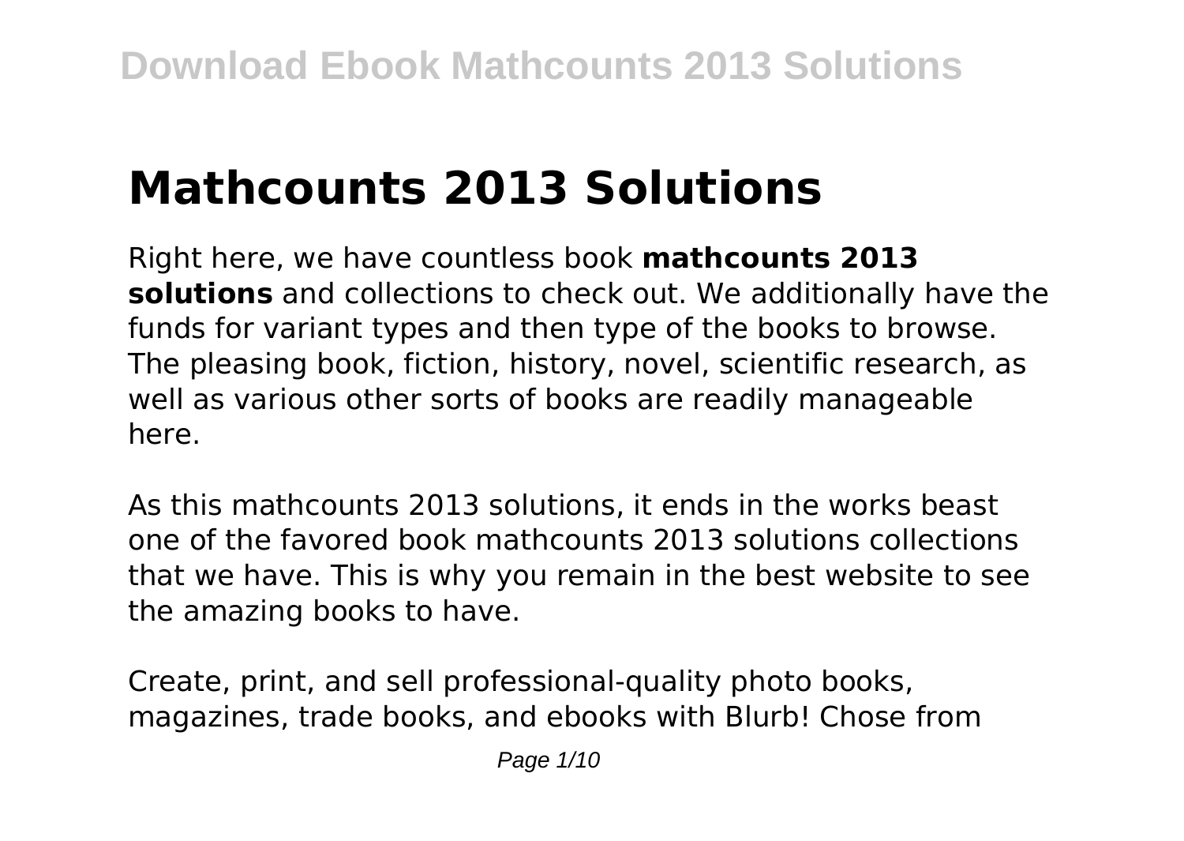# Mathcounts 2013 Solutions

Right here, we have countless book **mathcounts 2013 solutions** and collections to check out. We additionally have the funds for variant types and then type of the books to browse. The pleasing book, fiction, history, novel, scientific research, as well as various other sorts of books are readily manageable here.

As this mathcounts 2013 solutions, it ends in the works beast one of the favored book mathcounts 2013 solutions collections that we have. This is why you remain in the best website to see the amazing books to have.

Create, print, and sell professional-quality photo books, magazines, trade books, and ebooks with Blurb! Chose from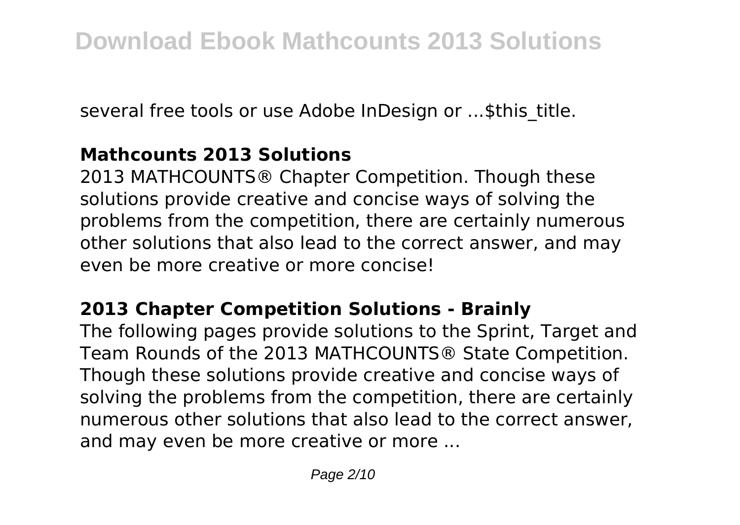several free tools or use Adobe InDesign or ...$this_title.

## Mathcounts 2013 Solutions

2013 MATHCOUNTS® Chapter Competition. Though these solutions provide creative and concise ways of solving the problems from the competition, there are certainly numerous other solutions that also lead to the correct answer, and may even be more creative or more concise!

## 2013 Chapter Competition Solutions - Brainly

The following pages provide solutions to the Sprint, Target and Team Rounds of the 2013 MATHCOUNTS® State Competition. Though these solutions provide creative and concise ways of solving the problems from the competition, there are certainly numerous other solutions that also lead to the correct answer, and may even be more creative or more ...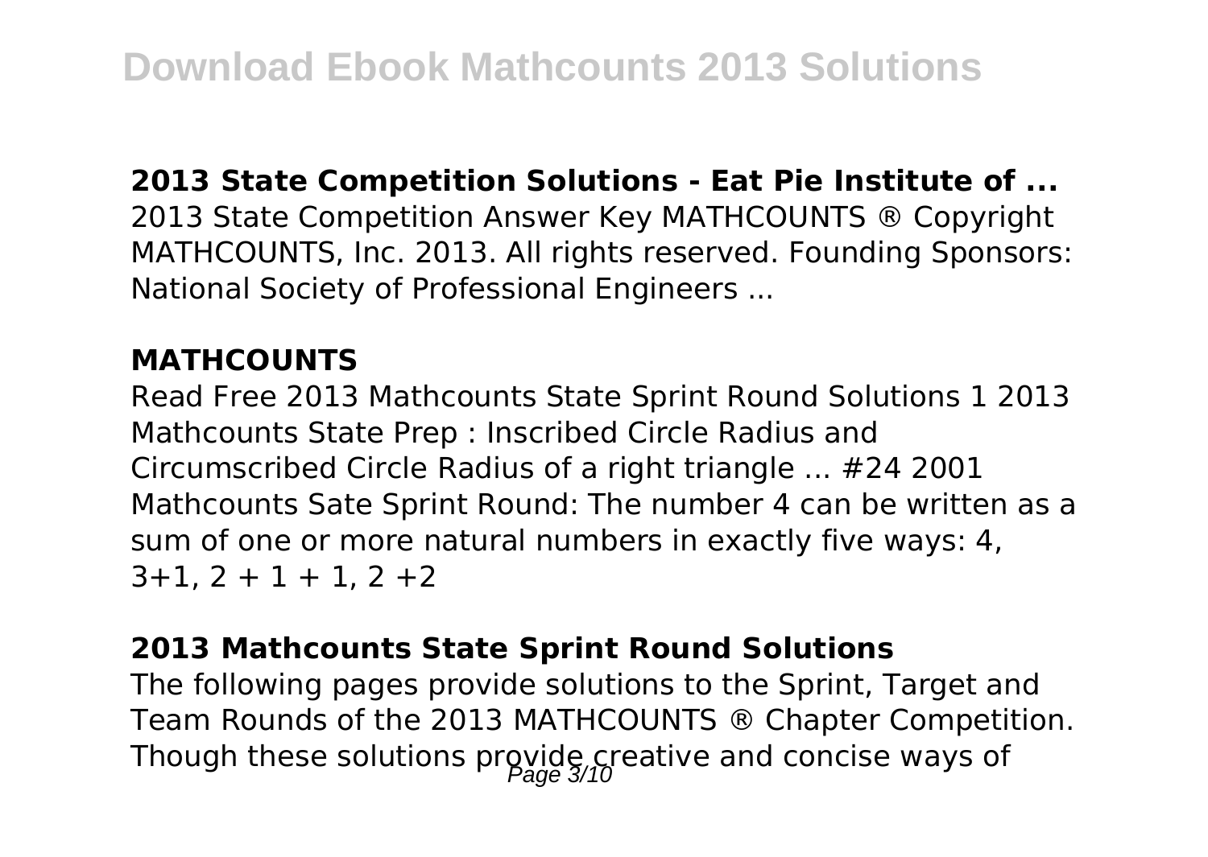**2013 State Competition Solutions - Eat Pie Institute of ...**
2013 State Competition Answer Key MATHCOUNTS ® Copyright MATHCOUNTS, Inc. 2013. All rights reserved. Founding Sponsors: National Society of Professional Engineers ...

**MATHCOUNTS**

Read Free 2013 Mathcounts State Sprint Round Solutions 1 2013 Mathcounts State Prep : Inscribed Circle Radius and Circumscribed Circle Radius of a right triangle ... #24 2001 Mathcounts Sate Sprint Round: The number 4 can be written as a sum of one or more natural numbers in exactly five ways: 4, 3+1, 2 + 1 + 1, 2 +2

**2013 Mathcounts State Sprint Round Solutions**

The following pages provide solutions to the Sprint, Target and Team Rounds of the 2013 MATHCOUNTS ® Chapter Competition. Though these solutions provide creative and concise ways of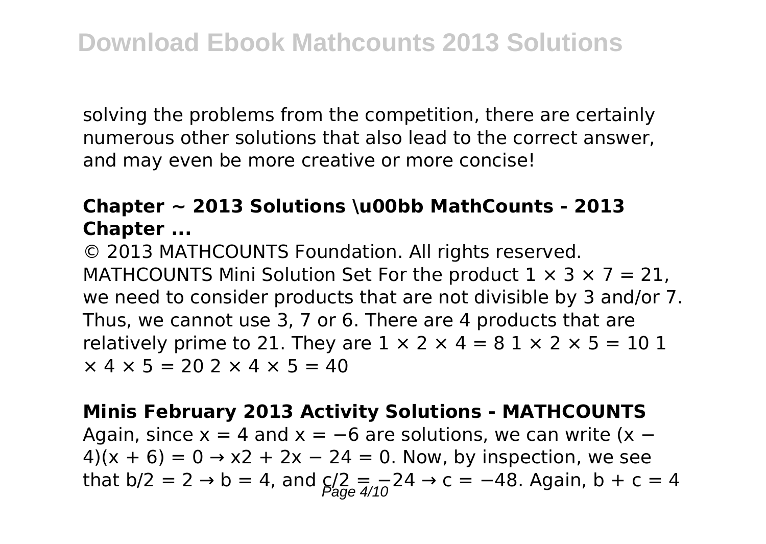solving the problems from the competition, there are certainly numerous other solutions that also lead to the correct answer, and may even be more creative or more concise!

### Chapter ~ 2013 Solutions \u00bb MathCounts - 2013 Chapter ...

© 2013 MATHCOUNTS Foundation. All rights reserved. MATHCOUNTS Mini Solution Set For the product $1 \times 3 \times 7 = 21$, we need to consider products that are not divisible by 3 and/or 7. Thus, we cannot use 3, 7 or 6. There are 4 products that are relatively prime to 21. They are $1 \times 2 \times 4 = 8$ $1 \times 2 \times 5 = 10$ $1 \times 4 \times 5 = 20$ $2 \times 4 \times 5 = 40$

### Minis February 2013 Activity Solutions - MATHCOUNTS

Again, since $x = 4$ and $x = -6$ are solutions, we can write $(x - 4)(x + 6) = 0 \rightarrow x2 + 2x - 24 = 0$. Now, by inspection, we see that $b/2 = 2 \rightarrow b = 4$, and $c/2 = -24 \rightarrow c = -48$. Again, $b + c = 4$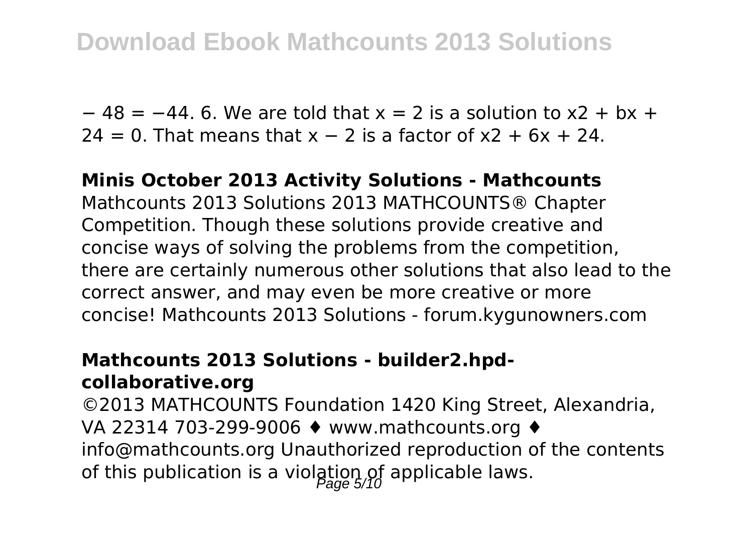$- 48 = -44$. 6. We are told that $x = 2$ is a solution to $x^2 + bx + 24 = 0$. That means that $x - 2$ is a factor of $x^2 + 6x + 24$.

**Minis October 2013 Activity Solutions - Mathcounts**

Mathcounts 2013 Solutions 2013 MATHCOUNTS® Chapter Competition. Though these solutions provide creative and concise ways of solving the problems from the competition, there are certainly numerous other solutions that also lead to the correct answer, and may even be more creative or more concise! Mathcounts 2013 Solutions - forum.kygunowners.com

**Mathcounts 2013 Solutions - builder2.hpd-collaborative.org**

©2013 MATHCOUNTS Foundation 1420 King Street, Alexandria, VA 22314 703-299-9006 ♦ www.mathcounts.org ♦ info@mathcounts.org Unauthorized reproduction of the contents of this publication is a violation of applicable laws.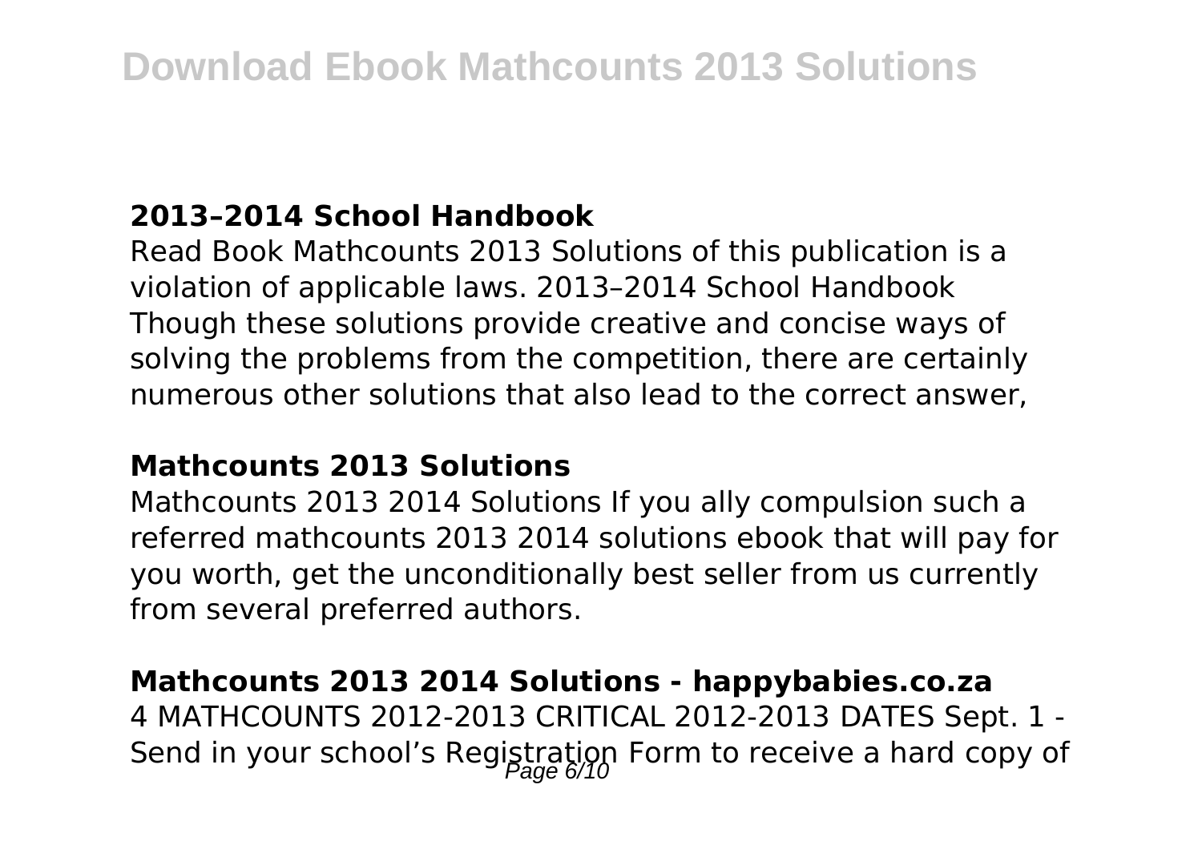## 2013–2014 School Handbook

Read Book Mathcounts 2013 Solutions of this publication is a violation of applicable laws. 2013–2014 School Handbook Though these solutions provide creative and concise ways of solving the problems from the competition, there are certainly numerous other solutions that also lead to the correct answer,

## Mathcounts 2013 Solutions

Mathcounts 2013 2014 Solutions If you ally compulsion such a referred mathcounts 2013 2014 solutions ebook that will pay for you worth, get the unconditionally best seller from us currently from several preferred authors.

## Mathcounts 2013 2014 Solutions - happybabies.co.za

4 MATHCOUNTS 2012-2013 CRITICAL 2012-2013 DATES Sept. 1 - Send in your school's Registration Form to receive a hard copy of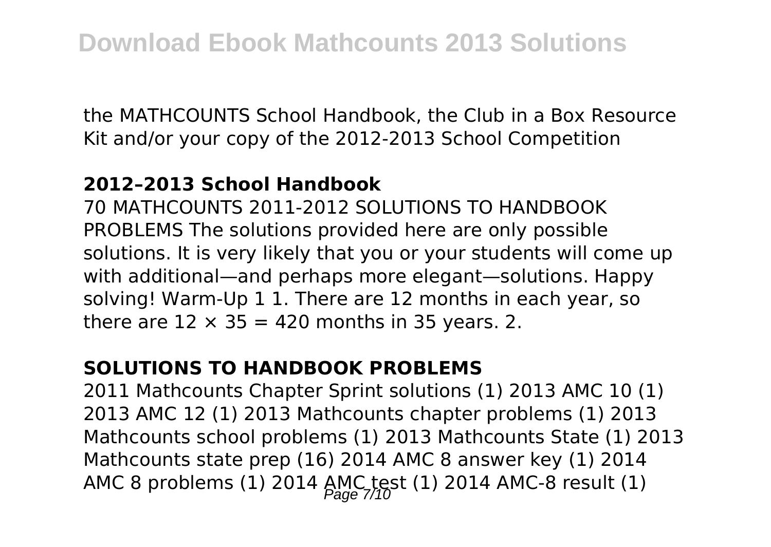the MATHCOUNTS School Handbook, the Club in a Box Resource Kit and/or your copy of the 2012-2013 School Competition

### 2012–2013 School Handbook

70 MATHCOUNTS 2011-2012 SOLUTIONS TO HANDBOOK PROBLEMS The solutions provided here are only possible solutions. It is very likely that you or your students will come up with additional—and perhaps more elegant—solutions. Happy solving! Warm-Up 1 1. There are 12 months in each year, so there are $12 \times 35 = 420$ months in 35 years. 2.

### SOLUTIONS TO HANDBOOK PROBLEMS

2011 Mathcounts Chapter Sprint solutions (1) 2013 AMC 10 (1) 2013 AMC 12 (1) 2013 Mathcounts chapter problems (1) 2013 Mathcounts school problems (1) 2013 Mathcounts State (1) 2013 Mathcounts state prep (16) 2014 AMC 8 answer key (1) 2014 AMC 8 problems (1) 2014 AMC test (1) 2014 AMC-8 result (1)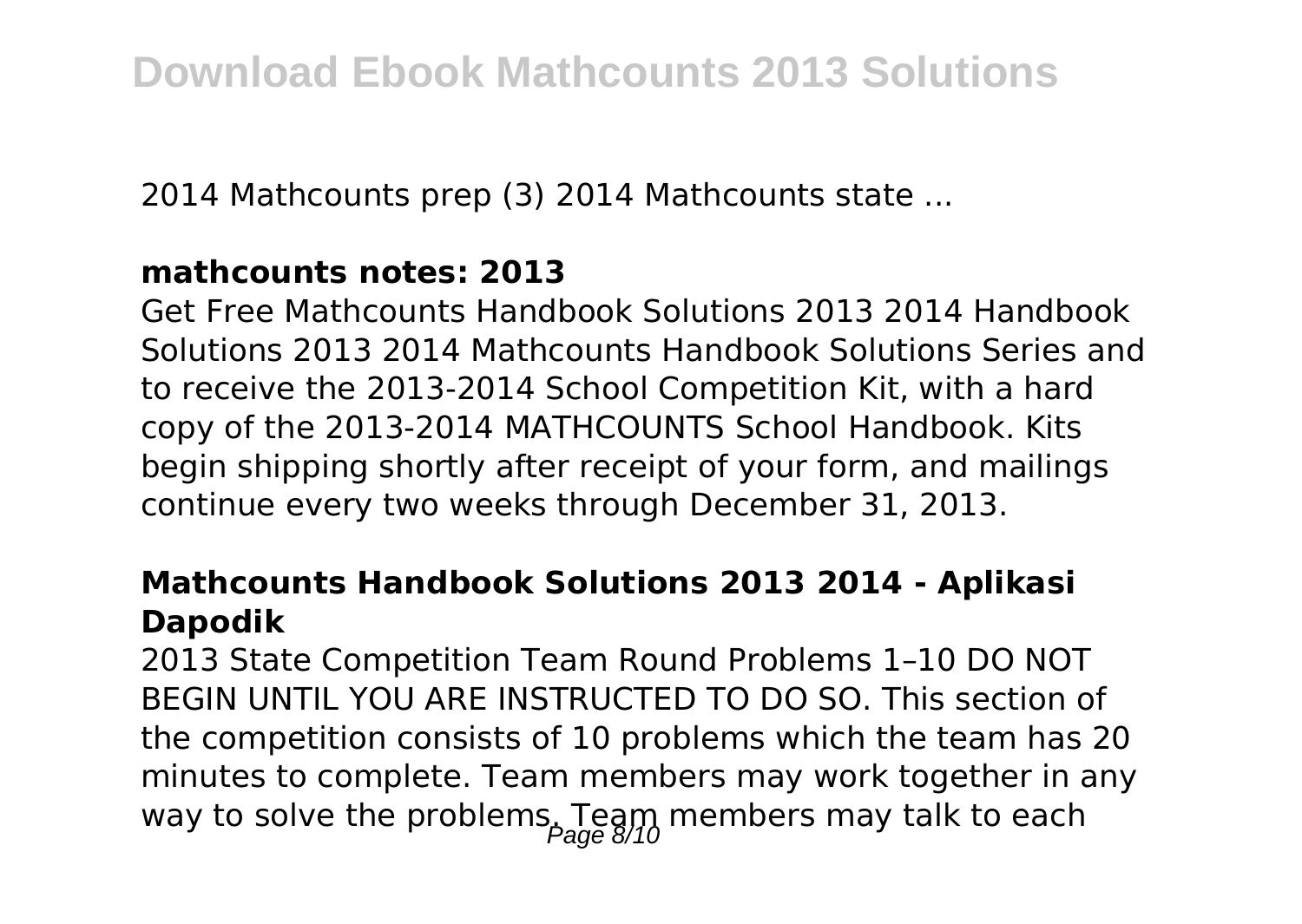2014 Mathcounts prep (3) 2014 Mathcounts state ...

### mathcounts notes: 2013

Get Free Mathcounts Handbook Solutions 2013 2014 Handbook Solutions 2013 2014 Mathcounts Handbook Solutions Series and to receive the 2013-2014 School Competition Kit, with a hard copy of the 2013-2014 MATHCOUNTS School Handbook. Kits begin shipping shortly after receipt of your form, and mailings continue every two weeks through December 31, 2013.

### Mathcounts Handbook Solutions 2013 2014 - Aplikasi Dapodik

2013 State Competition Team Round Problems 1–10 DO NOT BEGIN UNTIL YOU ARE INSTRUCTED TO DO SO. This section of the competition consists of 10 problems which the team has 20 minutes to complete. Team members may work together in any way to solve the problems. Team members may talk to each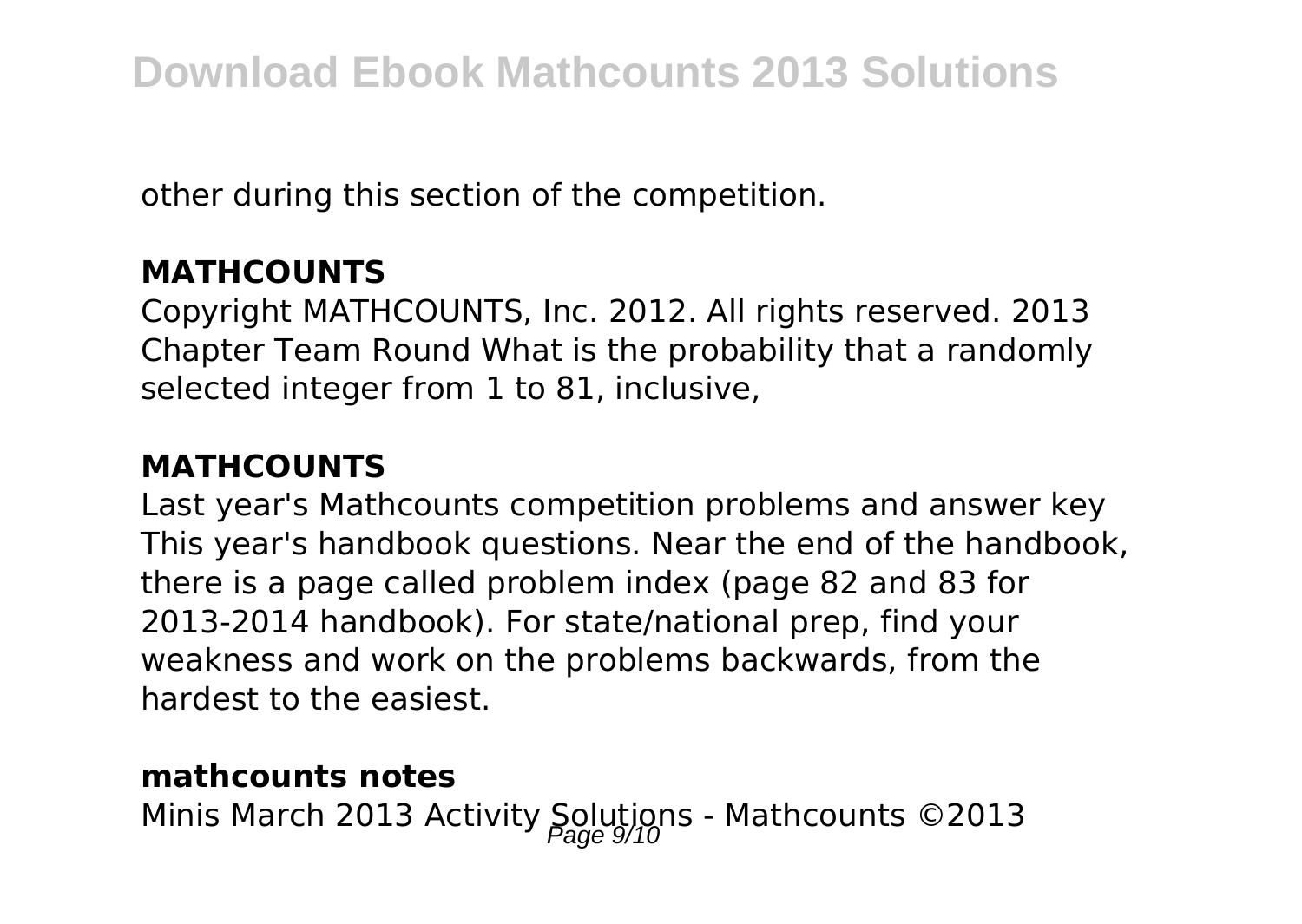other during this section of the competition.

**MATHCOUNTS**

Copyright MATHCOUNTS, Inc. 2012. All rights reserved. 2013 Chapter Team Round What is the probability that a randomly selected integer from 1 to 81, inclusive,

**MATHCOUNTS**

Last year's Mathcounts competition problems and answer key This year's handbook questions. Near the end of the handbook, there is a page called problem index (page 82 and 83 for 2013-2014 handbook). For state/national prep, find your weakness and work on the problems backwards, from the hardest to the easiest.

**mathcounts notes**

Minis March 2013 Activity Solutions - Mathcounts ©2013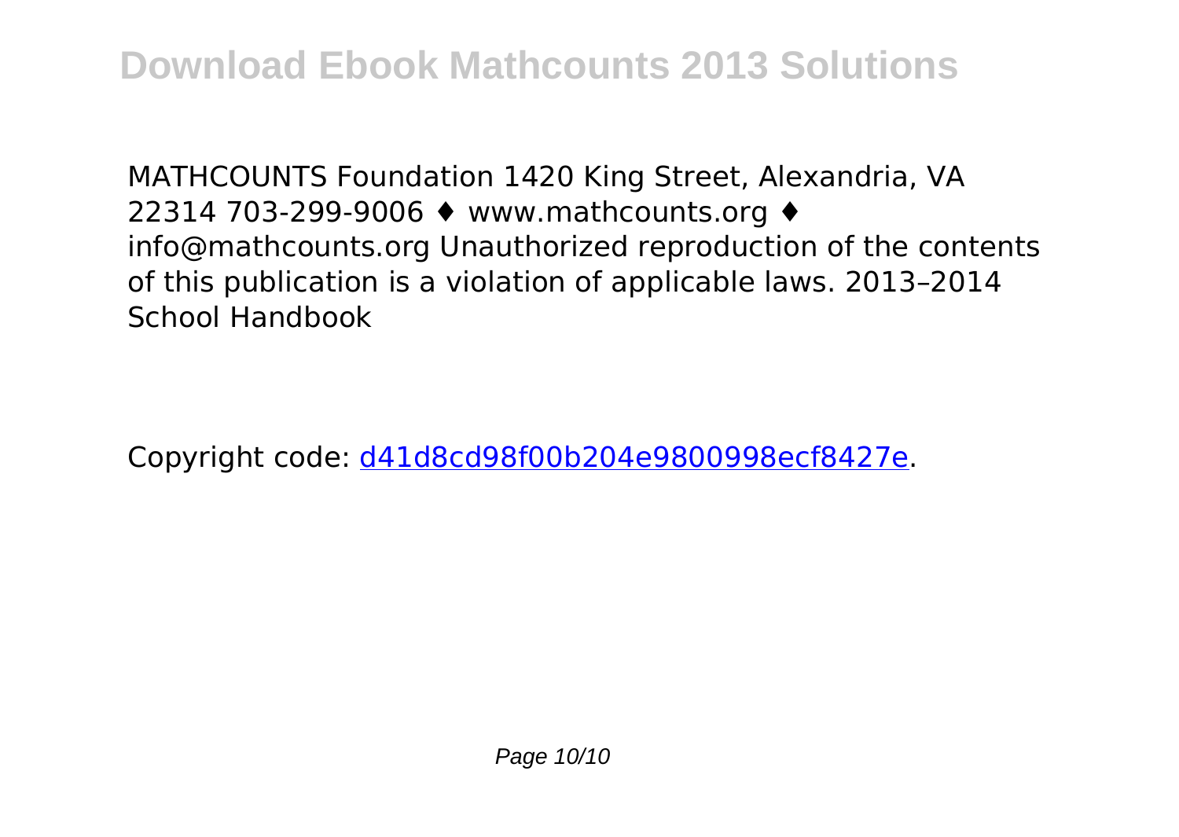MATHCOUNTS Foundation 1420 King Street, Alexandria, VA 22314 703-299-9006 ♦ www.mathcounts.org ♦ info@mathcounts.org Unauthorized reproduction of the contents of this publication is a violation of applicable laws. 2013–2014 School Handbook

Copyright code: d41d8cd98f00b204e9800998ecf8427e.